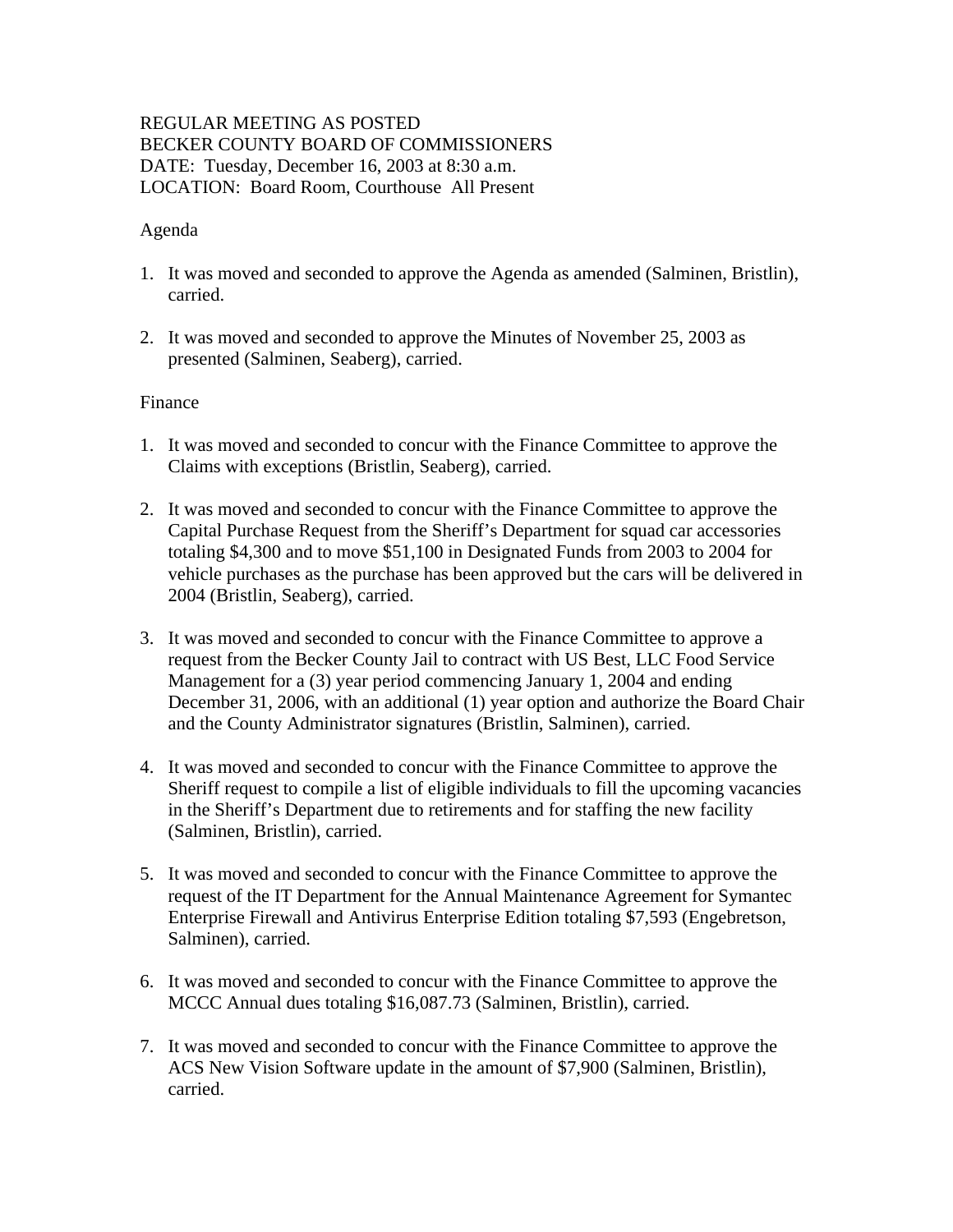REGULAR MEETING AS POSTED
BECKER COUNTY BOARD OF COMMISSIONERS
DATE: Tuesday, December 16, 2003 at 8:30 a.m.
LOCATION: Board Room, Courthouse All Present

Agenda

1. It was moved and seconded to approve the Agenda as amended (Salminen, Bristlin), carried.

2. It was moved and seconded to approve the Minutes of November 25, 2003 as presented (Salminen, Seaberg), carried.

Finance

1. It was moved and seconded to concur with the Finance Committee to approve the Claims with exceptions (Bristlin, Seaberg), carried.

2. It was moved and seconded to concur with the Finance Committee to approve the Capital Purchase Request from the Sheriff's Department for squad car accessories totaling $4,300 and to move $51,100 in Designated Funds from 2003 to 2004 for vehicle purchases as the purchase has been approved but the cars will be delivered in 2004 (Bristlin, Seaberg), carried.

3. It was moved and seconded to concur with the Finance Committee to approve a request from the Becker County Jail to contract with US Best, LLC Food Service Management for a (3) year period commencing January 1, 2004 and ending December 31, 2006, with an additional (1) year option and authorize the Board Chair and the County Administrator signatures (Bristlin, Salminen), carried.

4. It was moved and seconded to concur with the Finance Committee to approve the Sheriff request to compile a list of eligible individuals to fill the upcoming vacancies in the Sheriff's Department due to retirements and for staffing the new facility (Salminen, Bristlin), carried.

5. It was moved and seconded to concur with the Finance Committee to approve the request of the IT Department for the Annual Maintenance Agreement for Symantec Enterprise Firewall and Antivirus Enterprise Edition totaling $7,593 (Engebretson, Salminen), carried.

6. It was moved and seconded to concur with the Finance Committee to approve the MCCC Annual dues totaling $16,087.73 (Salminen, Bristlin), carried.

7. It was moved and seconded to concur with the Finance Committee to approve the ACS New Vision Software update in the amount of $7,900 (Salminen, Bristlin), carried.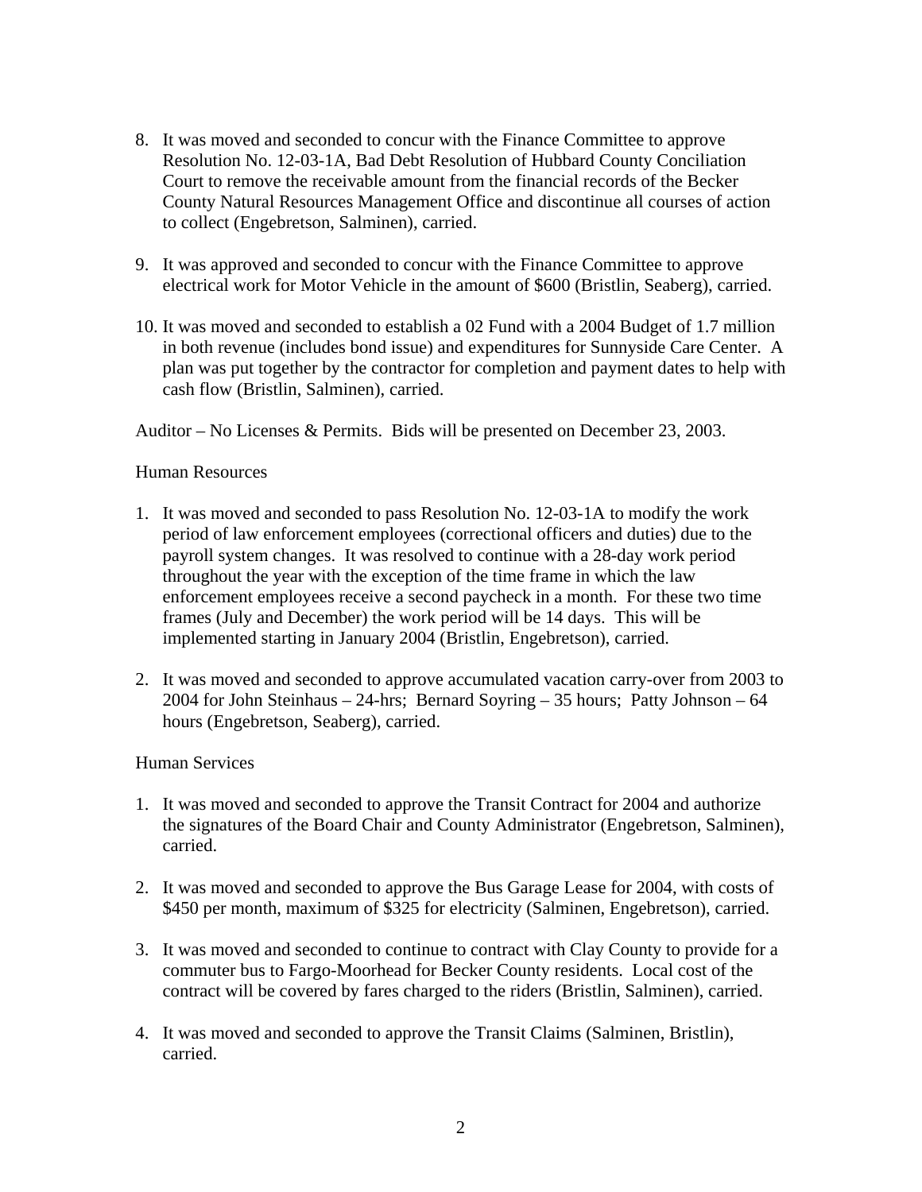8. It was moved and seconded to concur with the Finance Committee to approve Resolution No. 12-03-1A, Bad Debt Resolution of Hubbard County Conciliation Court to remove the receivable amount from the financial records of the Becker County Natural Resources Management Office and discontinue all courses of action to collect (Engebretson, Salminen), carried.

9. It was approved and seconded to concur with the Finance Committee to approve electrical work for Motor Vehicle in the amount of $600 (Bristlin, Seaberg), carried.

10. It was moved and seconded to establish a 02 Fund with a 2004 Budget of 1.7 million in both revenue (includes bond issue) and expenditures for Sunnyside Care Center. A plan was put together by the contractor for completion and payment dates to help with cash flow (Bristlin, Salminen), carried.

Auditor – No Licenses & Permits. Bids will be presented on December 23, 2003.

Human Resources

1. It was moved and seconded to pass Resolution No. 12-03-1A to modify the work period of law enforcement employees (correctional officers and duties) due to the payroll system changes. It was resolved to continue with a 28-day work period throughout the year with the exception of the time frame in which the law enforcement employees receive a second paycheck in a month. For these two time frames (July and December) the work period will be 14 days. This will be implemented starting in January 2004 (Bristlin, Engebretson), carried.

2. It was moved and seconded to approve accumulated vacation carry-over from 2003 to 2004 for John Steinhaus – 24-hrs; Bernard Soyring – 35 hours; Patty Johnson – 64 hours (Engebretson, Seaberg), carried.

Human Services

1. It was moved and seconded to approve the Transit Contract for 2004 and authorize the signatures of the Board Chair and County Administrator (Engebretson, Salminen), carried.

2. It was moved and seconded to approve the Bus Garage Lease for 2004, with costs of $450 per month, maximum of $325 for electricity (Salminen, Engebretson), carried.

3. It was moved and seconded to continue to contract with Clay County to provide for a commuter bus to Fargo-Moorhead for Becker County residents. Local cost of the contract will be covered by fares charged to the riders (Bristlin, Salminen), carried.

4. It was moved and seconded to approve the Transit Claims (Salminen, Bristlin), carried.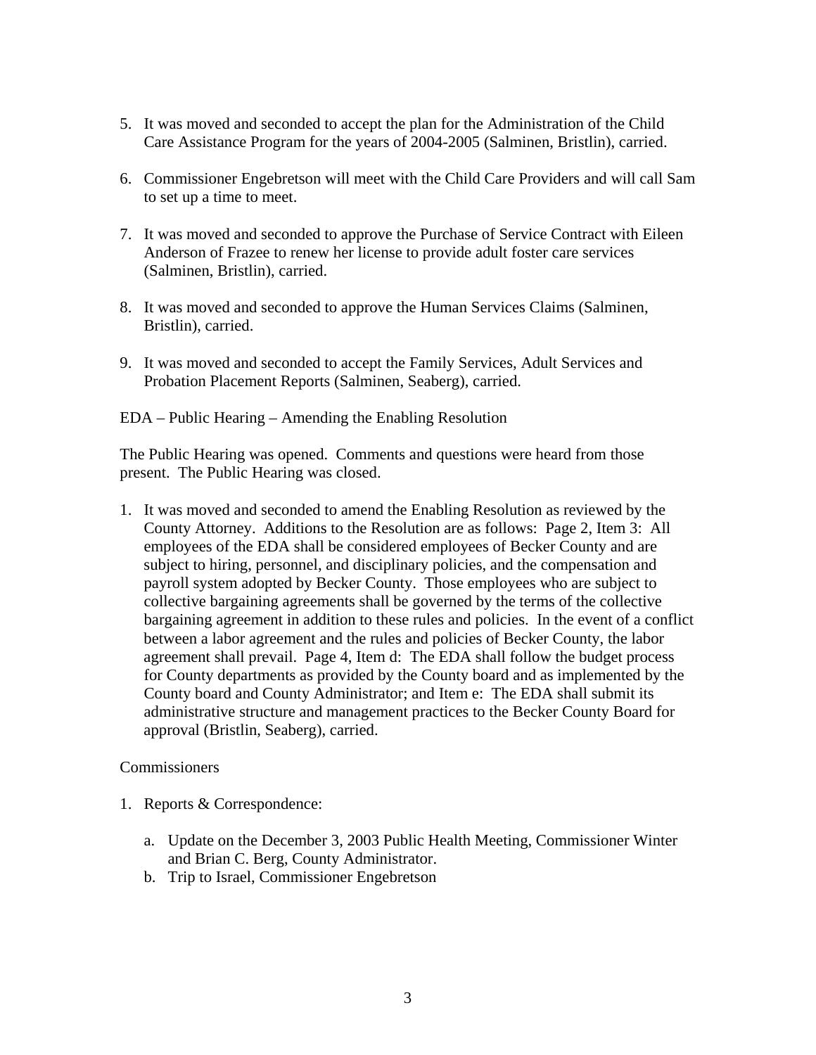5. It was moved and seconded to accept the plan for the Administration of the Child Care Assistance Program for the years of 2004-2005 (Salminen, Bristlin), carried.

6. Commissioner Engebretson will meet with the Child Care Providers and will call Sam to set up a time to meet.

7. It was moved and seconded to approve the Purchase of Service Contract with Eileen Anderson of Frazee to renew her license to provide adult foster care services (Salminen, Bristlin), carried.

8. It was moved and seconded to approve the Human Services Claims (Salminen, Bristlin), carried.

9. It was moved and seconded to accept the Family Services, Adult Services and Probation Placement Reports (Salminen, Seaberg), carried.

EDA – Public Hearing – Amending the Enabling Resolution

The Public Hearing was opened. Comments and questions were heard from those present. The Public Hearing was closed.

1. It was moved and seconded to amend the Enabling Resolution as reviewed by the County Attorney. Additions to the Resolution are as follows: Page 2, Item 3: All employees of the EDA shall be considered employees of Becker County and are subject to hiring, personnel, and disciplinary policies, and the compensation and payroll system adopted by Becker County. Those employees who are subject to collective bargaining agreements shall be governed by the terms of the collective bargaining agreement in addition to these rules and policies. In the event of a conflict between a labor agreement and the rules and policies of Becker County, the labor agreement shall prevail. Page 4, Item d: The EDA shall follow the budget process for County departments as provided by the County board and as implemented by the County board and County Administrator; and Item e: The EDA shall submit its administrative structure and management practices to the Becker County Board for approval (Bristlin, Seaberg), carried.

Commissioners

1. Reports & Correspondence:

    a. Update on the December 3, 2003 Public Health Meeting, Commissioner Winter and Brian C. Berg, County Administrator.
    b. Trip to Israel, Commissioner Engebretson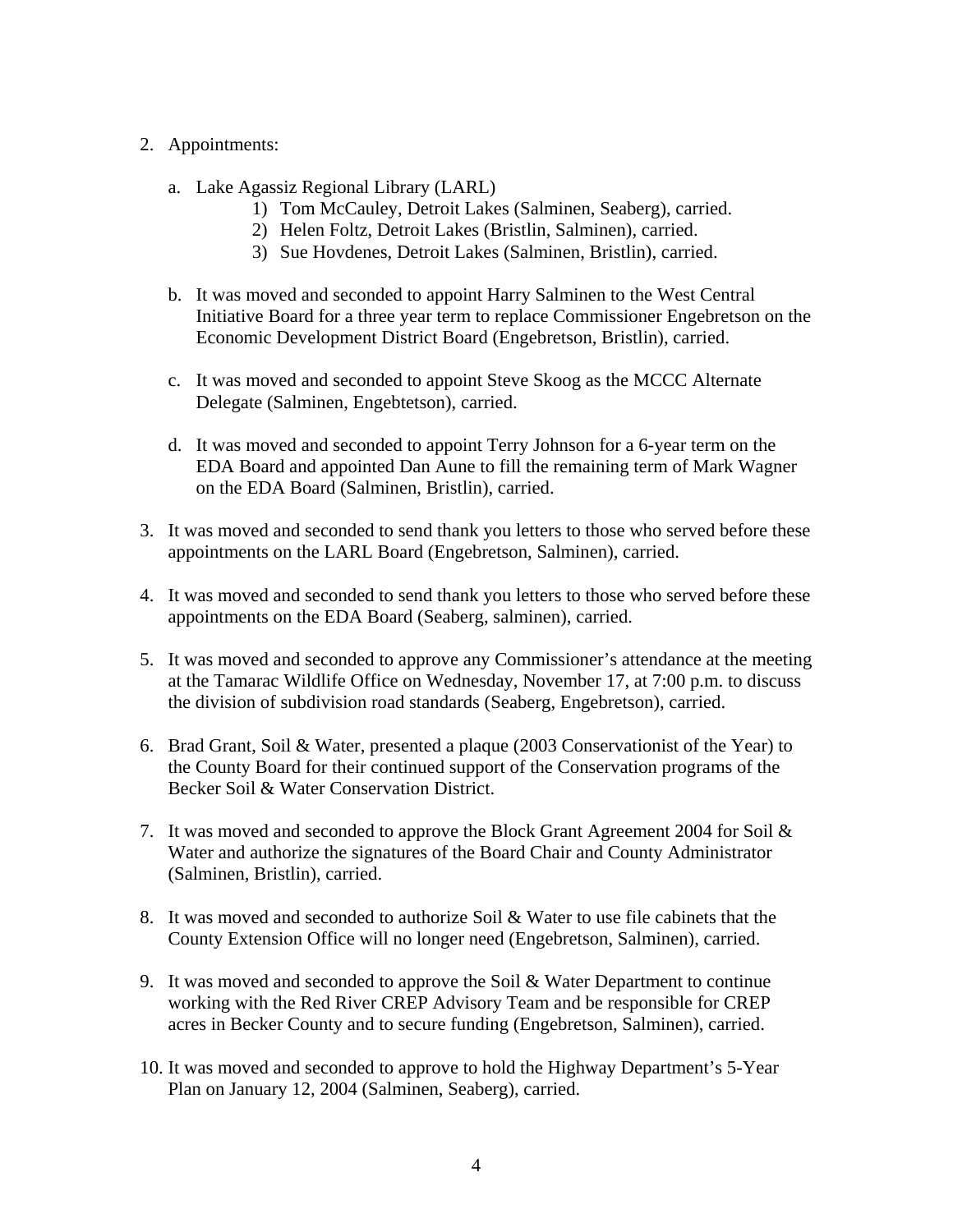2. Appointments:

   a. Lake Agassiz Regional Library (LARL)
      1) Tom McCauley, Detroit Lakes (Salminen, Seaberg), carried.
      2) Helen Foltz, Detroit Lakes (Bristlin, Salminen), carried.
      3) Sue Hovdenes, Detroit Lakes (Salminen, Bristlin), carried.

   b. It was moved and seconded to appoint Harry Salminen to the West Central Initiative Board for a three year term to replace Commissioner Engebretson on the Economic Development District Board (Engebretson, Bristlin), carried.

   c. It was moved and seconded to appoint Steve Skoog as the MCCC Alternate Delegate (Salminen, Engebtetson), carried.

   d. It was moved and seconded to appoint Terry Johnson for a 6-year term on the EDA Board and appointed Dan Aune to fill the remaining term of Mark Wagner on the EDA Board (Salminen, Bristlin), carried.

3. It was moved and seconded to send thank you letters to those who served before these appointments on the LARL Board (Engebretson, Salminen), carried.

4. It was moved and seconded to send thank you letters to those who served before these appointments on the EDA Board (Seaberg, salminen), carried.

5. It was moved and seconded to approve any Commissioner's attendance at the meeting at the Tamarac Wildlife Office on Wednesday, November 17, at 7:00 p.m. to discuss the division of subdivision road standards (Seaberg, Engebretson), carried.

6. Brad Grant, Soil & Water, presented a plaque (2003 Conservationist of the Year) to the County Board for their continued support of the Conservation programs of the Becker Soil & Water Conservation District.

7. It was moved and seconded to approve the Block Grant Agreement 2004 for Soil & Water and authorize the signatures of the Board Chair and County Administrator (Salminen, Bristlin), carried.

8. It was moved and seconded to authorize Soil & Water to use file cabinets that the County Extension Office will no longer need (Engebretson, Salminen), carried.

9. It was moved and seconded to approve the Soil & Water Department to continue working with the Red River CREP Advisory Team and be responsible for CREP acres in Becker County and to secure funding (Engebretson, Salminen), carried.

10. It was moved and seconded to approve to hold the Highway Department's 5-Year Plan on January 12, 2004 (Salminen, Seaberg), carried.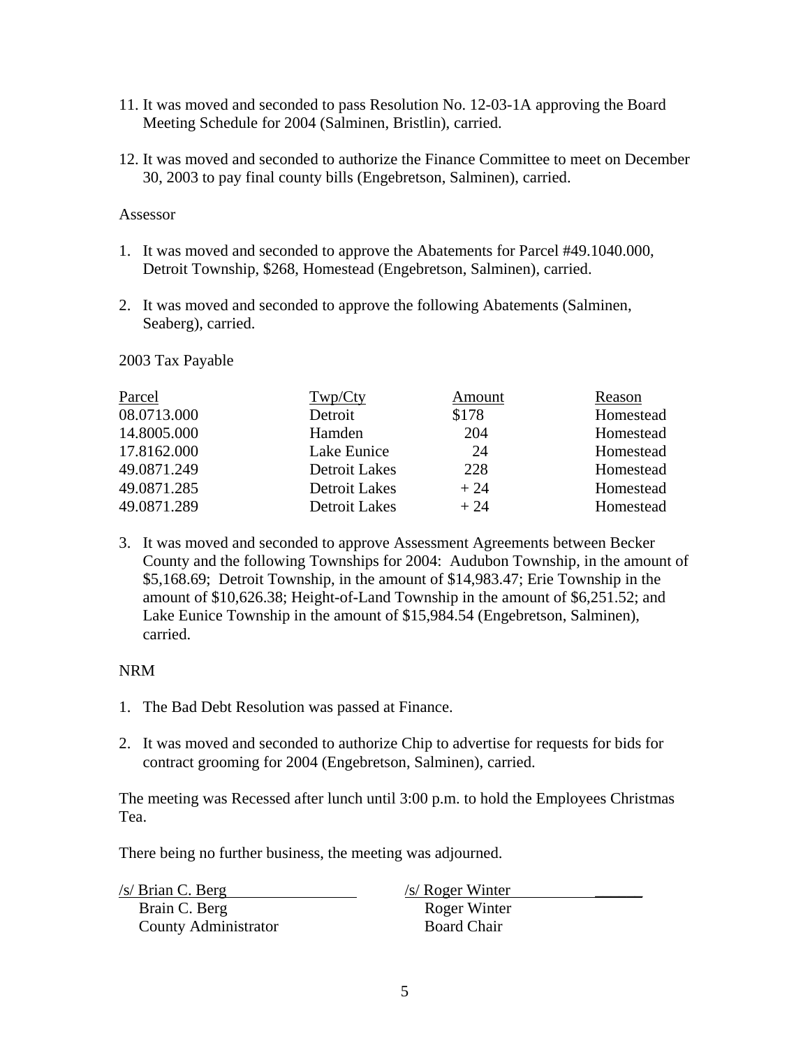11. It was moved and seconded to pass Resolution No. 12-03-1A approving the Board Meeting Schedule for 2004 (Salminen, Bristlin), carried.

12. It was moved and seconded to authorize the Finance Committee to meet on December 30, 2003 to pay final county bills (Engebretson, Salminen), carried.

Assessor

1. It was moved and seconded to approve the Abatements for Parcel #49.1040.000, Detroit Township, $268, Homestead (Engebretson, Salminen), carried.

2. It was moved and seconded to approve the following Abatements (Salminen, Seaberg), carried.

2003 Tax Payable

| Parcel | Twp/Cty | Amount | Reason |
|---|---|---|---|
| 08.0713.000 | Detroit | $178 | Homestead |
| 14.8005.000 | Hamden | 204 | Homestead |
| 17.8162.000 | Lake Eunice | 24 | Homestead |
| 49.0871.249 | Detroit Lakes | 228 | Homestead |
| 49.0871.285 | Detroit Lakes | + 24 | Homestead |
| 49.0871.289 | Detroit Lakes | + 24 | Homestead |

3. It was moved and seconded to approve Assessment Agreements between Becker County and the following Townships for 2004: Audubon Township, in the amount of $5,168.69; Detroit Township, in the amount of $14,983.47; Erie Township in the amount of $10,626.38; Height-of-Land Township in the amount of $6,251.52; and Lake Eunice Township in the amount of $15,984.54 (Engebretson, Salminen), carried.

NRM

1. The Bad Debt Resolution was passed at Finance.

2. It was moved and seconded to authorize Chip to advertise for requests for bids for contract grooming for 2004 (Engebretson, Salminen), carried.

The meeting was Recessed after lunch until 3:00 p.m. to hold the Employees Christmas Tea.

There being no further business, the meeting was adjourned.

/s/ Brian C. Berg
Brain C. Berg
County Administrator

/s/ Roger Winter
Roger Winter
Board Chair